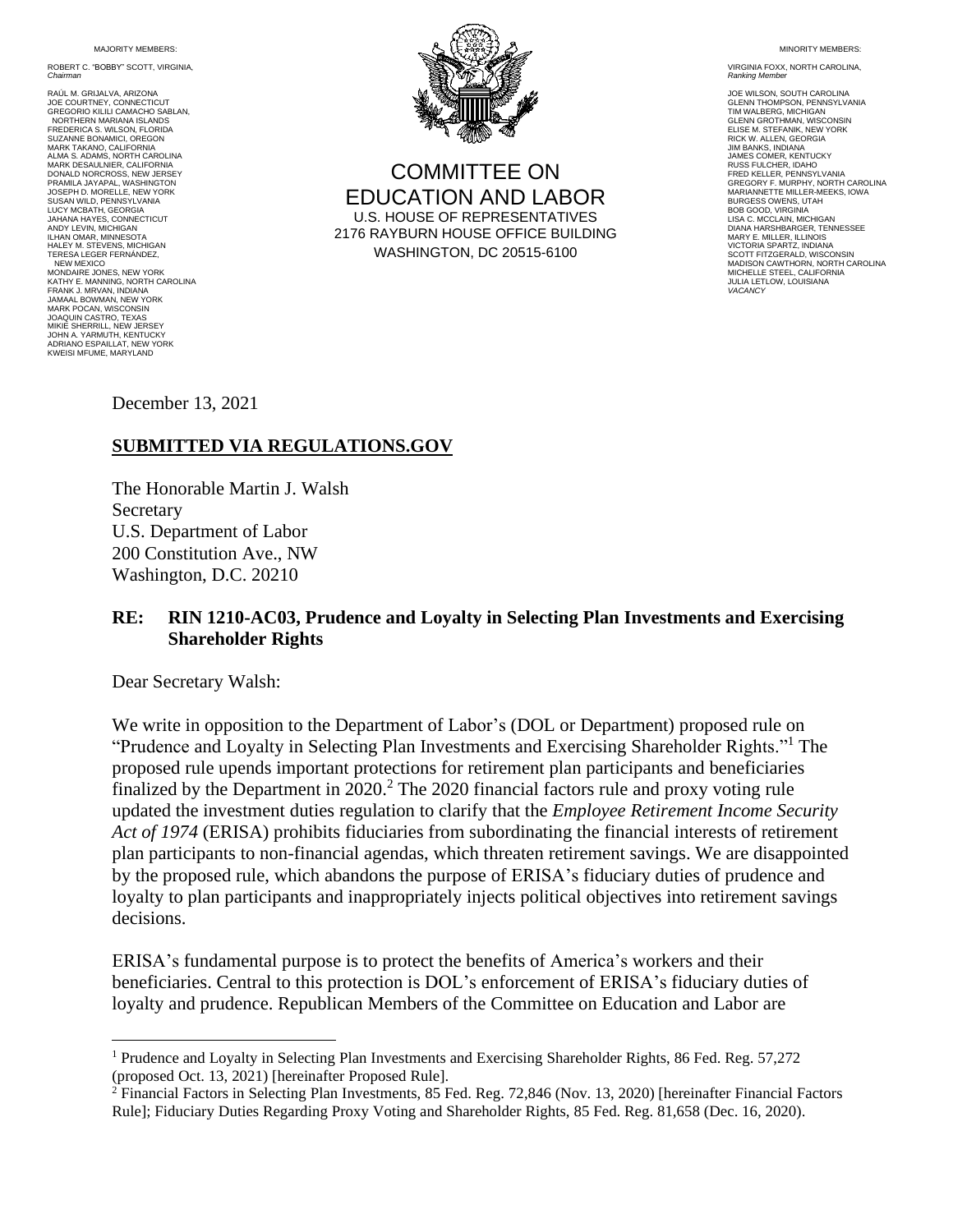MAJORITY MEMBERS:

ROBERT C. "BOBBY" SCOTT, VIRGINIA, *Chairman*

RAÚL M. GRIJALVA, ARIZONA
JOE COURTNEY, CONNECTICUT
GREGORIO KILILI CAMACHO SABLAN, NORTHERN MARIANA ISLANDS
FREDERICA S. WILSON, FLORIDA
SUZANNE BONAMICI, OREGON
MARK TAKANO, CALIFORNIA
ALMA S. ADAMS, NORTH CAROLINA
MARK DESAULNIER, CALIFORNIA
DONALD NORCROSS, NEW JERSEY
PRAMILA JAYAPAL, WASHINGTON
JOSEPH D. MORELLE, NEW YORK
SUSAN WILD, PENNSYLVANIA
LUCY MCBATH, GEORGIA
JAHANA HAYES, CONNECTICUT
ANDY LEVIN, MICHIGAN
ILHAN OMAR, MINNESOTA
HALEY M. STEVENS, MICHIGAN
TERESA LEGER FERNÁNDEZ, NEW MEXICO
MONDAIRE JONES, NEW YORK
KATHY E. MANNING, NORTH CAROLINA
FRANK J. MRVAN, INDIANA
JAMAAL BOWMAN, NEW YORK
MARK POCAN, WISCONSIN
JOAQUIN CASTRO, TEXAS
MIKIE SHERRILL, NEW JERSEY
JOHN A. YARMUTH, KENTUCKY
ADRIANO ESPAILLAT, NEW YORK
KWEISI MFUME, MARYLAND

COMMITTEE ON EDUCATION AND LABOR
U.S. HOUSE OF REPRESENTATIVES
2176 RAYBURN HOUSE OFFICE BUILDING
WASHINGTON, DC 20515-6100

MINORITY MEMBERS:

VIRGINIA FOXX, NORTH CAROLINA, *Ranking Member*

JOE WILSON, SOUTH CAROLINA
GLENN THOMPSON, PENNSYLVANIA
TIM WALBERG, MICHIGAN
GLENN GROTHMAN, WISCONSIN
ELISE M. STEFANIK, NEW YORK
RICK W. ALLEN, GEORGIA
JIM BANKS, INDIANA
JAMES COMER, KENTUCKY
RUSS FULCHER, IDAHO
FRED KELLER, PENNSYLVANIA
GREGORY F. MURPHY, NORTH CAROLINA
MARIANNETTE MILLER-MEEKS, IOWA
BURGESS OWENS, UTAH
BOB GOOD, VIRGINIA
LISA C. MCCLAIN, MICHIGAN
DIANA HARSHBARGER, TENNESSEE
MARY E. MILLER, ILLINOIS
VICTORIA SPARTZ, INDIANA
SCOTT FITZGERALD, WISCONSIN
MADISON CAWTHORN, NORTH CAROLINA
MICHELLE STEEL, CALIFORNIA
JULIA LETLOW, LOUISIANA
*VACANCY*

December 13, 2021

**SUBMITTED VIA REGULATIONS.GOV**

The Honorable Martin J. Walsh
Secretary
U.S. Department of Labor
200 Constitution Ave., NW
Washington, D.C. 20210

**RE: RIN 1210-AC03, Prudence and Loyalty in Selecting Plan Investments and Exercising Shareholder Rights**

Dear Secretary Walsh:

We write in opposition to the Department of Labor's (DOL or Department) proposed rule on "Prudence and Loyalty in Selecting Plan Investments and Exercising Shareholder Rights."[1] The proposed rule upends important protections for retirement plan participants and beneficiaries finalized by the Department in 2020.[2] The 2020 financial factors rule and proxy voting rule updated the investment duties regulation to clarify that the *Employee Retirement Income Security Act of 1974* (ERISA) prohibits fiduciaries from subordinating the financial interests of retirement plan participants to non-financial agendas, which threaten retirement savings. We are disappointed by the proposed rule, which abandons the purpose of ERISA's fiduciary duties of prudence and loyalty to plan participants and inappropriately injects political objectives into retirement savings decisions.

ERISA's fundamental purpose is to protect the benefits of America's workers and their beneficiaries. Central to this protection is DOL's enforcement of ERISA's fiduciary duties of loyalty and prudence. Republican Members of the Committee on Education and Labor are

[1] Prudence and Loyalty in Selecting Plan Investments and Exercising Shareholder Rights, 86 Fed. Reg. 57,272 (proposed Oct. 13, 2021) [hereinafter Proposed Rule].

[2] Financial Factors in Selecting Plan Investments, 85 Fed. Reg. 72,846 (Nov. 13, 2020) [hereinafter Financial Factors Rule]; Fiduciary Duties Regarding Proxy Voting and Shareholder Rights, 85 Fed. Reg. 81,658 (Dec. 16, 2020).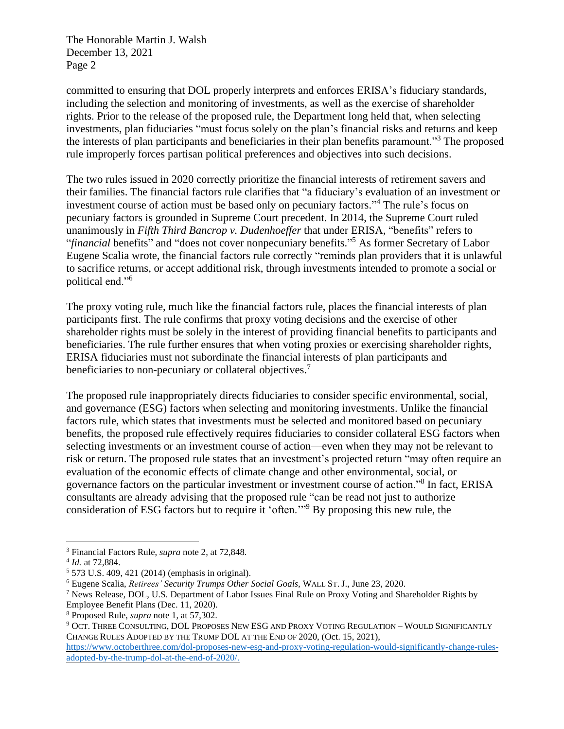committed to ensuring that DOL properly interprets and enforces ERISA's fiduciary standards, including the selection and monitoring of investments, as well as the exercise of shareholder rights. Prior to the release of the proposed rule, the Department long held that, when selecting investments, plan fiduciaries "must focus solely on the plan's financial risks and returns and keep the interests of plan participants and beneficiaries in their plan benefits paramount."[3] The proposed rule improperly forces partisan political preferences and objectives into such decisions.

The two rules issued in 2020 correctly prioritize the financial interests of retirement savers and their families. The financial factors rule clarifies that "a fiduciary's evaluation of an investment or investment course of action must be based only on pecuniary factors."[4] The rule's focus on pecuniary factors is grounded in Supreme Court precedent. In 2014, the Supreme Court ruled unanimously in *Fifth Third Bancrop v. Dudenhoeffer* that under ERISA, "benefits" refers to "*financial* benefits" and "does not cover nonpecuniary benefits."[5] As former Secretary of Labor Eugene Scalia wrote, the financial factors rule correctly "reminds plan providers that it is unlawful to sacrifice returns, or accept additional risk, through investments intended to promote a social or political end."[6]

The proxy voting rule, much like the financial factors rule, places the financial interests of plan participants first. The rule confirms that proxy voting decisions and the exercise of other shareholder rights must be solely in the interest of providing financial benefits to participants and beneficiaries. The rule further ensures that when voting proxies or exercising shareholder rights, ERISA fiduciaries must not subordinate the financial interests of plan participants and beneficiaries to non-pecuniary or collateral objectives.[7]

The proposed rule inappropriately directs fiduciaries to consider specific environmental, social, and governance (ESG) factors when selecting and monitoring investments. Unlike the financial factors rule, which states that investments must be selected and monitored based on pecuniary benefits, the proposed rule effectively requires fiduciaries to consider collateral ESG factors when selecting investments or an investment course of action—even when they may not be relevant to risk or return. The proposed rule states that an investment's projected return "may often require an evaluation of the economic effects of climate change and other environmental, social, or governance factors on the particular investment or investment course of action."[8] In fact, ERISA consultants are already advising that the proposed rule "can be read not just to authorize consideration of ESG factors but to require it 'often.'"[9] By proposing this new rule, the

---

[3] Financial Factors Rule, *supra* note 2, at 72,848.

[4] *Id.* at 72,884.

[5] 573 U.S. 409, 421 (2014) (emphasis in original).

[6] Eugene Scalia, *Retirees' Security Trumps Other Social Goals*, WALL ST. J., June 23, 2020.

[7] News Release, DOL, U.S. Department of Labor Issues Final Rule on Proxy Voting and Shareholder Rights by Employee Benefit Plans (Dec. 11, 2020).

[8] Proposed Rule, *supra* note 1, at 57,302.

[9] OCT. THREE CONSULTING, DOL PROPOSES NEW ESG AND PROXY VOTING REGULATION – WOULD SIGNIFICANTLY CHANGE RULES ADOPTED BY THE TRUMP DOL AT THE END OF 2020, (Oct. 15, 2021), https://www.octoberthree.com/dol-proposes-new-esg-and-proxy-voting-regulation-would-significantly-change-rules-adopted-by-the-trump-dol-at-the-end-of-2020/.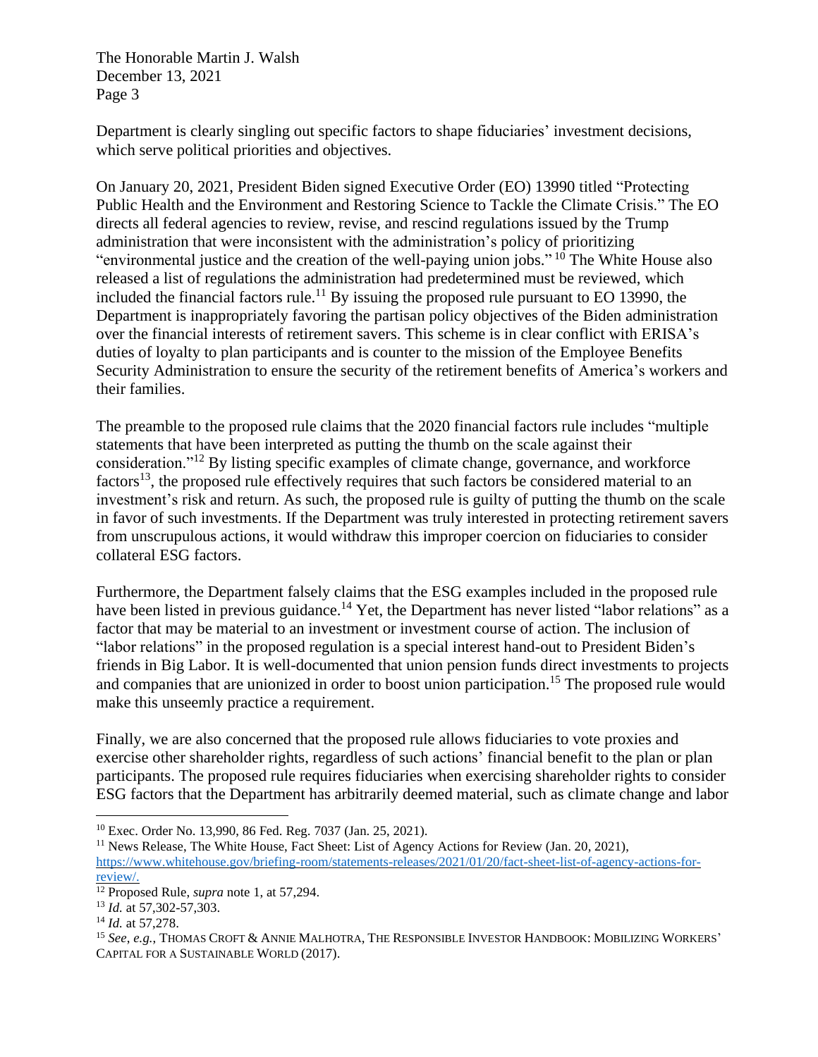Department is clearly singling out specific factors to shape fiduciaries' investment decisions, which serve political priorities and objectives.

On January 20, 2021, President Biden signed Executive Order (EO) 13990 titled "Protecting Public Health and the Environment and Restoring Science to Tackle the Climate Crisis." The EO directs all federal agencies to review, revise, and rescind regulations issued by the Trump administration that were inconsistent with the administration's policy of prioritizing "environmental justice and the creation of the well-paying union jobs." [10] The White House also released a list of regulations the administration had predetermined must be reviewed, which included the financial factors rule.[11] By issuing the proposed rule pursuant to EO 13990, the Department is inappropriately favoring the partisan policy objectives of the Biden administration over the financial interests of retirement savers. This scheme is in clear conflict with ERISA's duties of loyalty to plan participants and is counter to the mission of the Employee Benefits Security Administration to ensure the security of the retirement benefits of America's workers and their families.

The preamble to the proposed rule claims that the 2020 financial factors rule includes "multiple statements that have been interpreted as putting the thumb on the scale against their consideration."[12] By listing specific examples of climate change, governance, and workforce factors[13], the proposed rule effectively requires that such factors be considered material to an investment's risk and return. As such, the proposed rule is guilty of putting the thumb on the scale in favor of such investments. If the Department was truly interested in protecting retirement savers from unscrupulous actions, it would withdraw this improper coercion on fiduciaries to consider collateral ESG factors.

Furthermore, the Department falsely claims that the ESG examples included in the proposed rule have been listed in previous guidance.[14] Yet, the Department has never listed "labor relations" as a factor that may be material to an investment or investment course of action. The inclusion of "labor relations" in the proposed regulation is a special interest hand-out to President Biden's friends in Big Labor. It is well-documented that union pension funds direct investments to projects and companies that are unionized in order to boost union participation.[15] The proposed rule would make this unseemly practice a requirement.

Finally, we are also concerned that the proposed rule allows fiduciaries to vote proxies and exercise other shareholder rights, regardless of such actions' financial benefit to the plan or plan participants. The proposed rule requires fiduciaries when exercising shareholder rights to consider ESG factors that the Department has arbitrarily deemed material, such as climate change and labor

---

[10] Exec. Order No. 13,990, 86 Fed. Reg. 7037 (Jan. 25, 2021).

[11] News Release, The White House, Fact Sheet: List of Agency Actions for Review (Jan. 20, 2021), https://www.whitehouse.gov/briefing-room/statements-releases/2021/01/20/fact-sheet-list-of-agency-actions-for-review/.

[12] Proposed Rule, *supra* note 1, at 57,294.

[13] *Id.* at 57,302-57,303.

[14] *Id.* at 57,278.

[15] *See, e.g.*, THOMAS CROFT & ANNIE MALHOTRA, THE RESPONSIBLE INVESTOR HANDBOOK: MOBILIZING WORKERS' CAPITAL FOR A SUSTAINABLE WORLD (2017).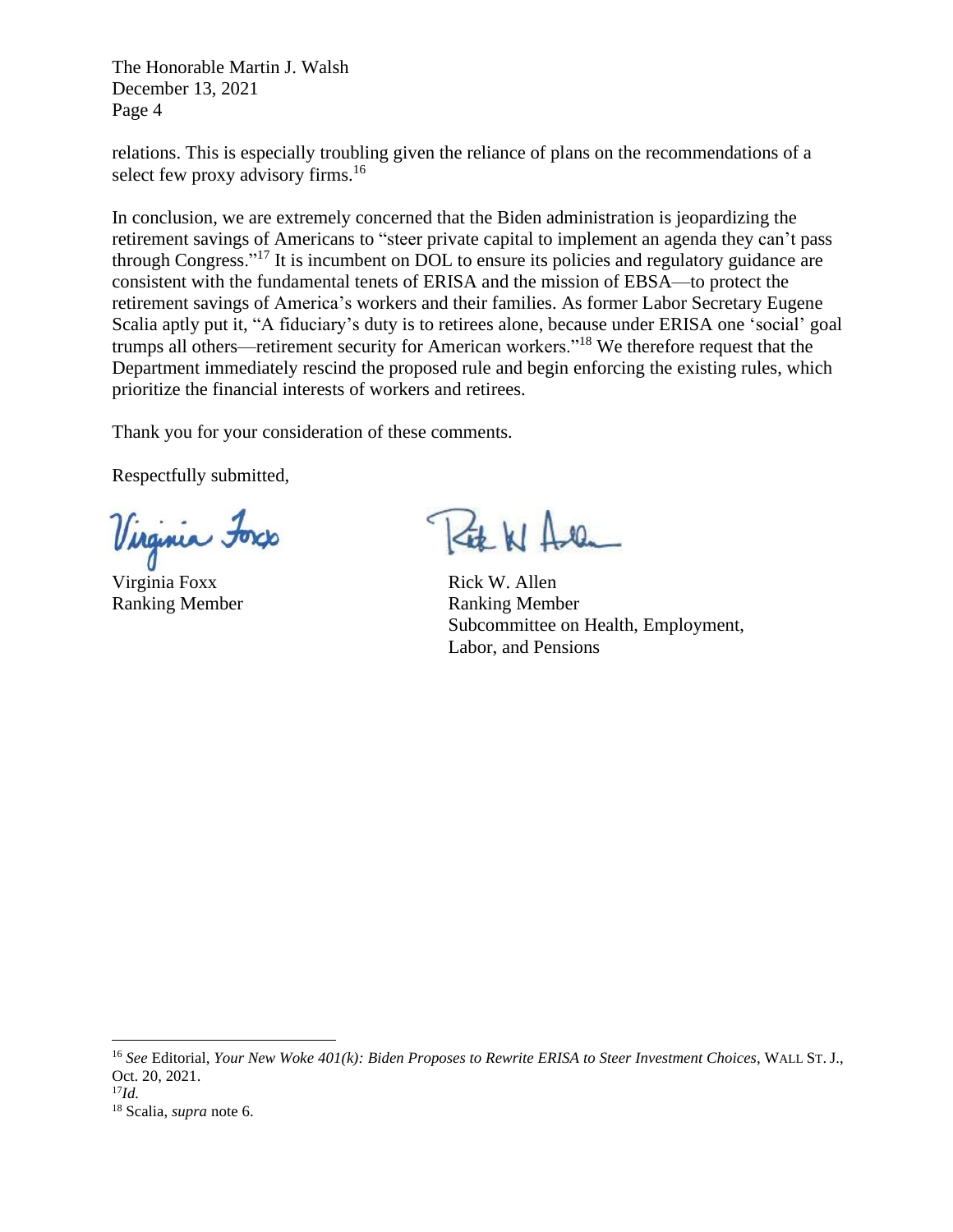relations. This is especially troubling given the reliance of plans on the recommendations of a select few proxy advisory firms.[16]

In conclusion, we are extremely concerned that the Biden administration is jeopardizing the retirement savings of Americans to "steer private capital to implement an agenda they can't pass through Congress."[17] It is incumbent on DOL to ensure its policies and regulatory guidance are consistent with the fundamental tenets of ERISA and the mission of EBSA—to protect the retirement savings of America's workers and their families. As former Labor Secretary Eugene Scalia aptly put it, "A fiduciary's duty is to retirees alone, because under ERISA one 'social' goal trumps all others—retirement security for American workers."[18] We therefore request that the Department immediately rescind the proposed rule and begin enforcing the existing rules, which prioritize the financial interests of workers and retirees.

Thank you for your consideration of these comments.

Respectfully submitted,

Virginia Foxx
Ranking Member

Rick W. Allen
Ranking Member
Subcommittee on Health, Employment, Labor, and Pensions

---

[16] *See* Editorial, *Your New Woke 401(k): Biden Proposes to Rewrite ERISA to Steer Investment Choices*, WALL ST. J., Oct. 20, 2021.

[17] *Id.*

[18] Scalia, *supra* note 6.